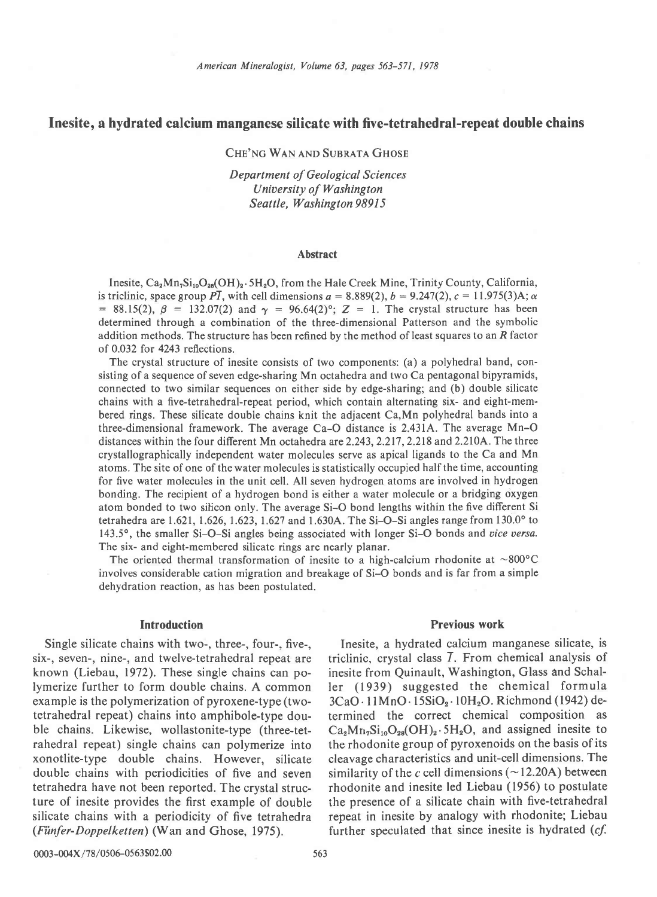# Inesite, a hydrated calcium manganese silicate with five-tetrahedral-repeat double chains

CHE'NG WAN AND SUBRATA GHOSE

*Department of Geological Sciences*
*University of Washington*
*Seattle, Washington 98915*

## Abstract

Inesite, $Ca_2Mn_7Si_{10}O_{28}(OH)_2 \cdot 5H_2O$, from the Hale Creek Mine, Trinity County, California, is triclinic, space group $P\bar{1}$, with cell dimensions $a = 8.889(2)$, $b = 9.247(2)$, $c = 11.975(3)$A; $\alpha = 88.15(2)$, $\beta = 132.07(2)$ and $\gamma = 96.64(2)°$; $Z = 1$. The crystal structure has been determined through a combination of the three-dimensional Patterson and the symbolic addition methods. The structure has been refined by the method of least squares to an $R$ factor of 0.032 for 4243 reflections.

The crystal structure of inesite consists of two components: (a) a polyhedral band, consisting of a sequence of seven edge-sharing Mn octahedra and two Ca pentagonal bipyramids, connected to two similar sequences on either side by edge-sharing; and (b) double silicate chains with a five-tetrahedral-repeat period, which contain alternating six- and eight-membered rings. These silicate double chains knit the adjacent Ca,Mn polyhedral bands into a three-dimensional framework. The average Ca–O distance is 2.431A. The average Mn–O distances within the four different Mn octahedra are 2.243, 2.217, 2.218 and 2.210A. The three crystallographically independent water molecules serve as apical ligands to the Ca and Mn atoms. The site of one of the water molecules is statistically occupied half the time, accounting for five water molecules in the unit cell. All seven hydrogen atoms are involved in hydrogen bonding. The recipient of a hydrogen bond is either a water molecule or a bridging oxygen atom bonded to two silicon only. The average Si–O bond lengths within the five different Si tetrahedra are 1.621, 1.626, 1.623, 1.627 and 1.630A. The Si–O–Si angles range from 130.0° to 143.5°, the smaller Si–O–Si angles being associated with longer Si–O bonds and *vice versa*. The six- and eight-membered silicate rings are nearly planar.

The oriented thermal transformation of inesite to a high-calcium rhodonite at ~800°C involves considerable cation migration and breakage of Si–O bonds and is far from a simple dehydration reaction, as has been postulated.

## Introduction

Single silicate chains with two-, three-, four-, five-, six-, seven-, nine-, and twelve-tetrahedral repeat are known (Liebau, 1972). These single chains can polymerize further to form double chains. A common example is the polymerization of pyroxene-type (two-tetrahedral repeat) chains into amphibole-type double chains. Likewise, wollastonite-type (three-tetrahedral repeat) single chains can polymerize into xonotlite-type double chains. However, silicate double chains with periodicities of five and seven tetrahedra have not been reported. The crystal structure of inesite provides the first example of double silicate chains with a periodicity of five tetrahedra (*Fünfer-Doppelketten*) (Wan and Ghose, 1975).

## Previous work

Inesite, a hydrated calcium manganese silicate, is triclinic, crystal class $\bar{1}$. From chemical analysis of inesite from Quinault, Washington, Glass and Schaller (1939) suggested the chemical formula $3CaO \cdot 11MnO \cdot 15SiO_2 \cdot 10H_2O$. Richmond (1942) determined the correct chemical composition as $Ca_2Mn_7Si_{10}O_{28}(OH)_2 \cdot 5H_2O$, and assigned inesite to the rhodonite group of pyroxenoids on the basis of its cleavage characteristics and unit-cell dimensions. The similarity of the $c$ cell dimensions (~12.20A) between rhodonite and inesite led Liebau (1956) to postulate the presence of a silicate chain with five-tetrahedral repeat in inesite by analogy with rhodonite; Liebau further speculated that since inesite is hydrated (*cf.*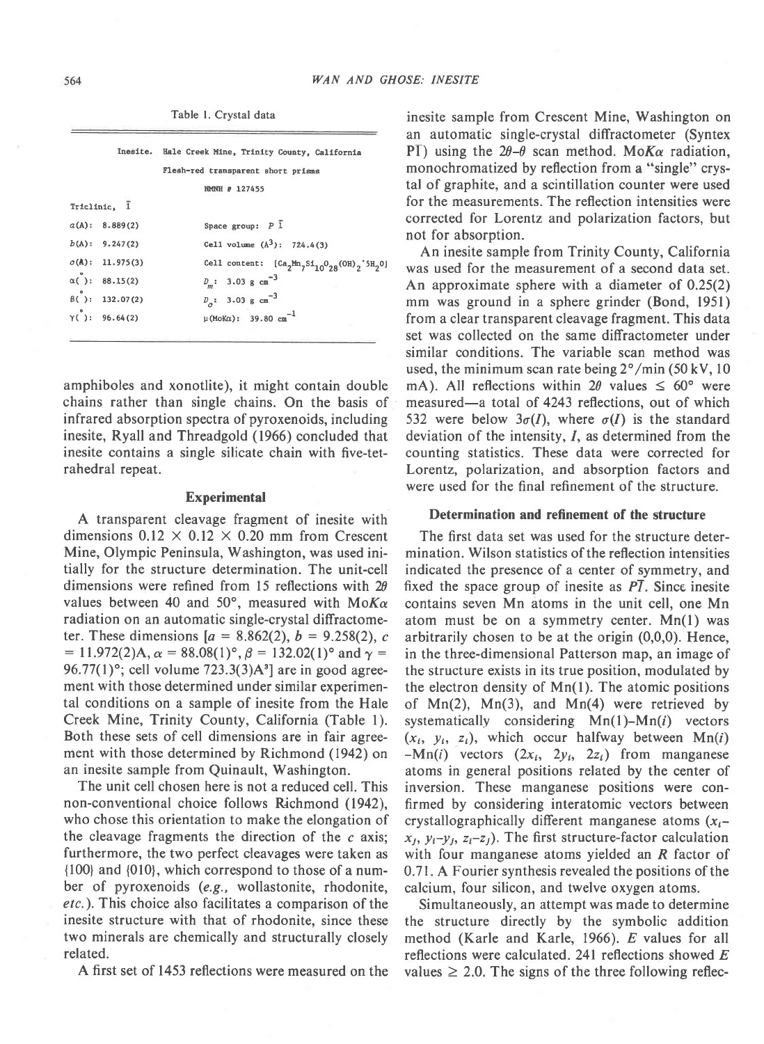Table 1. Crystal data

| | |
|---|---|
| Inesite. Hale Creek Mine, Trinity County, California | |
| Flesh-red transparent short prisms | |
| NMNH # 127455 | |
| Triclinic, $\bar{1}$ | |
| $a$(Å): 8.889(2) | Space group: $P\bar{1}$ |
| $b$(Å): 9.247(2) | Cell volume (Å$^3$): 724.4(3) |
| $c$(Å): 11.975(3) | Cell content: $[Ca_2Mn_7Si_{10}O_{28}(OH)_2 \cdot 5H_2O]$ |
| $\alpha$(°): 88.15(2) | $D_m$: 3.03 g cm$^{-3}$ |
| $\beta$(°): 132.07(2) | $D_c$: 3.03 g cm$^{-3}$ |
| $\gamma$(°): 96.64(2) | $\mu$(MoK$\alpha$): 39.80 cm$^{-1}$ |

amphiboles and xonotlite), it might contain double chains rather than single chains. On the basis of infrared absorption spectra of pyroxenoids, including inesite, Ryall and Threadgold (1966) concluded that inesite contains a single silicate chain with five-tetrahedral repeat.

## Experimental

A transparent cleavage fragment of inesite with dimensions 0.12 × 0.12 × 0.20 mm from Crescent Mine, Olympic Peninsula, Washington, was used initially for the structure determination. The unit-cell dimensions were refined from 15 reflections with $2\theta$ values between 40 and 50°, measured with MoK$\alpha$ radiation on an automatic single-crystal diffractometer. These dimensions [$a$ = 8.862(2), $b$ = 9.258(2), $c$ = 11.972(2)Å, $\alpha$ = 88.08(1)°, $\beta$ = 132.02(1)° and $\gamma$ = 96.77(1)°; cell volume 723.3(3)Å$^3$] are in good agreement with those determined under similar experimental conditions on a sample of inesite from the Hale Creek Mine, Trinity County, California (Table 1). Both these sets of cell dimensions are in fair agreement with those determined by Richmond (1942) on an inesite sample from Quinault, Washington.

The unit cell chosen here is not a reduced cell. This non-conventional choice follows Richmond (1942), who chose this orientation to make the elongation of the cleavage fragments the direction of the $c$ axis; furthermore, the two perfect cleavages were taken as {100} and {010}, which correspond to those of a number of pyroxenoids (*e.g.*, wollastonite, rhodonite, *etc.*). This choice also facilitates a comparison of the inesite structure with that of rhodonite, since these two minerals are chemically and structurally closely related.

A first set of 1453 reflections were measured on the inesite sample from Crescent Mine, Washington on an automatic single-crystal diffractometer (Syntex P$\bar{1}$) using the $2\theta$-$\theta$ scan method. MoK$\alpha$ radiation, monochromatized by reflection from a "single" crystal of graphite, and a scintillation counter were used for the measurements. The reflection intensities were corrected for Lorentz and polarization factors, but not for absorption.

An inesite sample from Trinity County, California was used for the measurement of a second data set. An approximate sphere with a diameter of 0.25(2) mm was ground in a sphere grinder (Bond, 1951) from a clear transparent cleavage fragment. This data set was collected on the same diffractometer under similar conditions. The variable scan method was used, the minimum scan rate being 2°/min (50 kV, 10 mA). All reflections within $2\theta$ values ≤ 60° were measured—a total of 4243 reflections, out of which 532 were below $3\sigma(I)$, where $\sigma(I)$ is the standard deviation of the intensity, $I$, as determined from the counting statistics. These data were corrected for Lorentz, polarization, and absorption factors and were used for the final refinement of the structure.

## Determination and refinement of the structure

The first data set was used for the structure determination. Wilson statistics of the reflection intensities indicated the presence of a center of symmetry, and fixed the space group of inesite as $P\bar{1}$. Since inesite contains seven Mn atoms in the unit cell, one Mn atom must be on a symmetry center. Mn(1) was arbitrarily chosen to be at the origin (0,0,0). Hence, in the three-dimensional Patterson map, an image of the structure exists in its true position, modulated by the electron density of Mn(1). The atomic positions of Mn(2), Mn(3), and Mn(4) were retrieved by systematically considering Mn(1)–Mn($i$) vectors ($x_i$, $y_i$, $z_i$), which occur halfway between Mn($i$)–Mn($i$) vectors ($2x_i$, $2y_i$, $2z_i$) from manganese atoms in general positions related by the center of inversion. These manganese positions were confirmed by considering interatomic vectors between crystallographically different manganese atoms ($x_i-x_j$, $y_i-y_j$, $z_i-z_j$). The first structure-factor calculation with four manganese atoms yielded an $R$ factor of 0.71. A Fourier synthesis revealed the positions of the calcium, four silicon, and twelve oxygen atoms.

Simultaneously, an attempt was made to determine the structure directly by the symbolic addition method (Karle and Karle, 1966). $E$ values for all reflections were calculated. 241 reflections showed $E$ values ≥ 2.0. The signs of the three following reflec-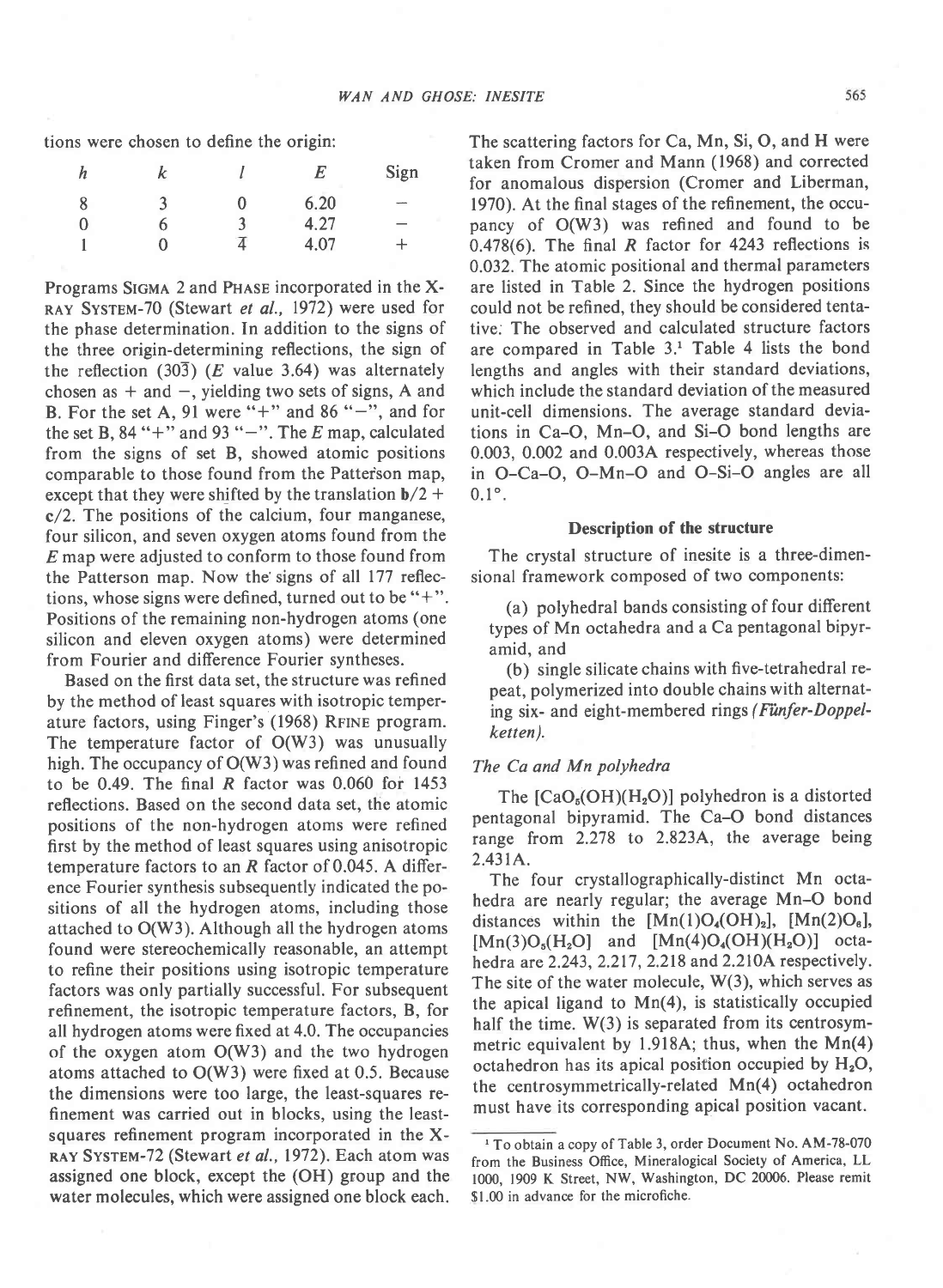tions were chosen to define the origin:

| h | k | l | E | Sign |
|---|---|---|---|---|
| 8 | 3 | 0 | 6.20 | − |
| 0 | 6 | 3 | 4.27 | − |
| 1 | 0 | $\bar{4}$ | 4.07 | + |

Programs SIGMA 2 and PHASE incorporated in the X-RAY SYSTEM-70 (Stewart *et al.*, 1972) were used for the phase determination. In addition to the signs of the three origin-determining reflections, the sign of the reflection ($30\bar{3}$) (*E* value 3.64) was alternately chosen as + and −, yielding two sets of signs, A and B. For the set A, 91 were "+" and 86 "−", and for the set B, 84 "+" and 93 "−". The *E* map, calculated from the signs of set B, showed atomic positions comparable to those found from the Patterson map, except that they were shifted by the translation $\mathbf{b}/2 + \mathbf{c}/2$. The positions of the calcium, four manganese, four silicon, and seven oxygen atoms found from the *E* map were adjusted to conform to those found from the Patterson map. Now the signs of all 177 reflections, whose signs were defined, turned out to be "+". Positions of the remaining non-hydrogen atoms (one silicon and eleven oxygen atoms) were determined from Fourier and difference Fourier syntheses.

Based on the first data set, the structure was refined by the method of least squares with isotropic temperature factors, using Finger's (1968) RFINE program. The temperature factor of O(W3) was unusually high. The occupancy of O(W3) was refined and found to be 0.49. The final *R* factor was 0.060 for 1453 reflections. Based on the second data set, the atomic positions of the non-hydrogen atoms were refined first by the method of least squares using anisotropic temperature factors to an *R* factor of 0.045. A difference Fourier synthesis subsequently indicated the positions of all the hydrogen atoms, including those attached to O(W3). Although all the hydrogen atoms found were stereochemically reasonable, an attempt to refine their positions using isotropic temperature factors was only partially successful. For subsequent refinement, the isotropic temperature factors, *B*, for all hydrogen atoms were fixed at 4.0. The occupancies of the oxygen atom O(W3) and the two hydrogen atoms attached to O(W3) were fixed at 0.5. Because the dimensions were too large, the least-squares refinement was carried out in blocks, using the least-squares refinement program incorporated in the X-RAY SYSTEM-72 (Stewart *et al.*, 1972). Each atom was assigned one block, except the (OH) group and the water molecules, which were assigned one block each. The scattering factors for Ca, Mn, Si, O, and H were taken from Cromer and Mann (1968) and corrected for anomalous dispersion (Cromer and Liberman, 1970). At the final stages of the refinement, the occupancy of O(W3) was refined and found to be 0.478(6). The final *R* factor for 4243 reflections is 0.032. The atomic positional and thermal parameters are listed in Table 2. Since the hydrogen positions could not be refined, they should be considered tentative. The observed and calculated structure factors are compared in Table 3.[1] Table 4 lists the bond lengths and angles with their standard deviations, which include the standard deviation of the measured unit-cell dimensions. The average standard deviations in Ca–O, Mn–O, and Si–O bond lengths are 0.003, 0.002 and 0.003A respectively, whereas those in O–Ca–O, O–Mn–O and O–Si–O angles are all 0.1°.

## Description of the structure

The crystal structure of inesite is a three-dimensional framework composed of two components:

(a) polyhedral bands consisting of four different types of Mn octahedra and a Ca pentagonal bipyramid, and

(b) single silicate chains with five-tetrahedral repeat, polymerized into double chains with alternating six- and eight-membered rings *(Fünfer-Doppelketten)*.

### The Ca and Mn polyhedra

The $[CaO_5(OH)(H_2O)]$ polyhedron is a distorted pentagonal bipyramid. The Ca–O bond distances range from 2.278 to 2.823A, the average being 2.431A.

The four crystallographically-distinct Mn octahedra are nearly regular; the average Mn–O bond distances within the $[Mn(1)O_4(OH)_2]$, $[Mn(2)O_6]$, $[Mn(3)O_5(H_2O)]$ and $[Mn(4)O_4(OH)(H_2O)]$ octahedra are 2.243, 2.217, 2.218 and 2.210A respectively. The site of the water molecule, W(3), which serves as the apical ligand to Mn(4), is statistically occupied half the time. W(3) is separated from its centrosymmetric equivalent by 1.918A; thus, when the Mn(4) octahedron has its apical position occupied by $H_2O$, the centrosymmetrically-related Mn(4) octahedron must have its corresponding apical position vacant.

[1] To obtain a copy of Table 3, order Document No. AM-78-070 from the Business Office, Mineralogical Society of America, LL 1000, 1909 K Street, NW, Washington, DC 20006. Please remit $1.00 in advance for the microfiche.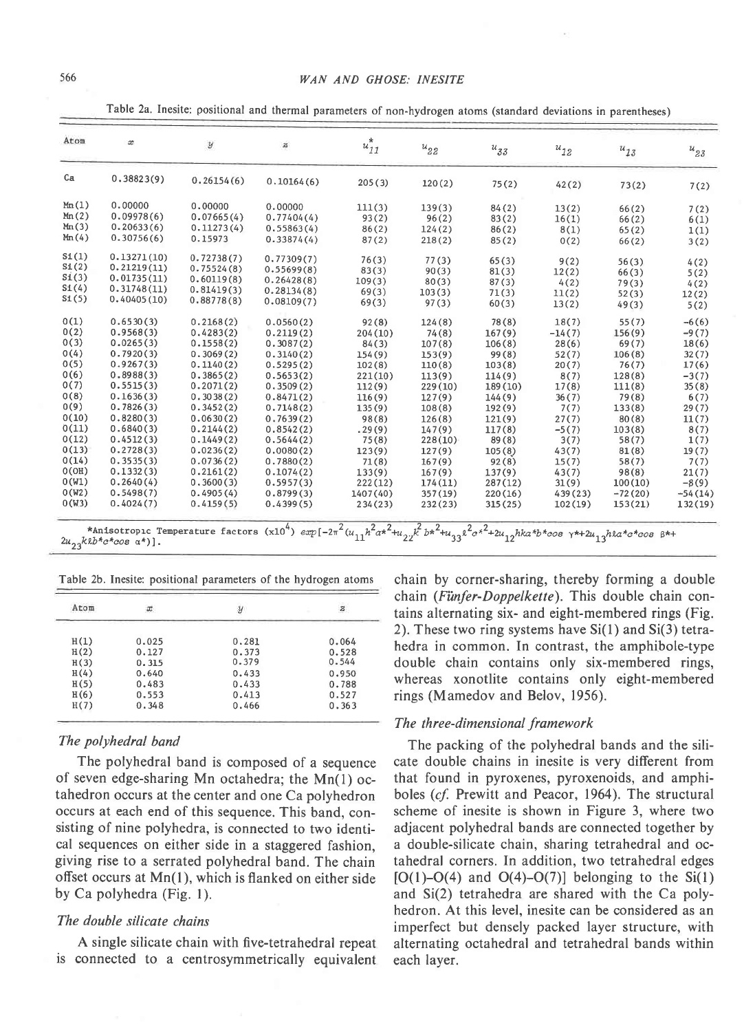Table 2a. Inesite: positional and thermal parameters of non-hydrogen atoms (standard deviations in parentheses)

| Atom | $x$ | $y$ | $z$ | $u_{11}^*$ | $u_{22}$ | $u_{33}$ | $u_{12}$ | $u_{13}$ | $u_{23}$ |
|---|---|---|---|---|---|---|---|---|---|
| Ca | 0.38823(9) | 0.26154(6) | 0.10164(6) | 205(3) | 120(2) | 75(2) | 42(2) | 73(2) | 7(2) |
| Mn(1) | 0.00000 | 0.00000 | 0.00000 | 111(3) | 139(3) | 84(2) | 13(2) | 66(2) | 7(2) |
| Mn(2) | 0.09978(6) | 0.07665(4) | 0.77404(4) | 93(2) | 96(2) | 83(2) | 16(1) | 66(2) | 6(1) |
| Mn(3) | 0.20633(6) | 0.11273(4) | 0.55863(4) | 86(2) | 124(2) | 86(2) | 8(1) | 65(2) | 1(1) |
| Mn(4) | 0.30756(6) | 0.15973 | 0.33874(4) | 87(2) | 218(2) | 85(2) | 0(2) | 66(2) | 3(2) |
| Si(1) | 0.13271(10) | 0.72738(7) | 0.77309(7) | 76(3) | 77(3) | 65(3) | 9(2) | 56(3) | 4(2) |
| Si(2) | 0.21219(11) | 0.75524(8) | 0.55699(8) | 83(3) | 90(3) | 81(3) | 12(2) | 66(3) | 5(2) |
| Si(3) | 0.01735(11) | 0.60119(8) | 0.26428(8) | 109(3) | 80(3) | 87(3) | 4(2) | 79(3) | 4(2) |
| Si(4) | 0.31748(11) | 0.81419(3) | 0.28134(8) | 69(3) | 103(3) | 71(3) | 11(2) | 52(3) | 12(2) |
| Si(5) | 0.40405(10) | 0.88778(8) | 0.08109(7) | 69(3) | 97(3) | 60(3) | 13(2) | 49(3) | 5(2) |
| O(1) | 0.6530(3) | 0.2168(2) | 0.0560(2) | 92(8) | 124(8) | 78(8) | 18(7) | 55(7) | -6(6) |
| O(2) | 0.9568(3) | 0.4283(2) | 0.2119(2) | 204(10) | 74(8) | 167(9) | -14(7) | 156(9) | -9(7) |
| O(3) | 0.0265(3) | 0.1558(2) | 0.3087(2) | 84(3) | 107(8) | 106(8) | 28(6) | 69(7) | 18(6) |
| O(4) | 0.7920(3) | 0.3069(2) | 0.3140(2) | 154(9) | 153(9) | 99(8) | 52(7) | 106(8) | 32(7) |
| O(5) | 0.9267(3) | 0.1140(2) | 0.5295(2) | 102(8) | 110(8) | 103(8) | 20(7) | 76(7) | 17(6) |
| O(6) | 0.8988(3) | 0.3865(2) | 0.5653(2) | 221(10) | 113(9) | 114(9) | 8(7) | 128(8) | -3(7) |
| O(7) | 0.5515(3) | 0.2071(2) | 0.3509(2) | 112(9) | 229(10) | 189(10) | 17(8) | 111(8) | 35(8) |
| O(8) | 0.1636(3) | 0.3038(2) | 0.8471(2) | 116(9) | 127(9) | 144(9) | 36(7) | 79(8) | 6(7) |
| O(9) | 0.7826(3) | 0.3452(2) | 0.7148(2) | 135(9) | 108(8) | 192(9) | 7(7) | 133(8) | 29(7) |
| O(10) | 0.8280(3) | 0.0630(2) | 0.7639(2) | 98(8) | 126(8) | 121(9) | 27(7) | 80(8) | 11(7) |
| O(11) | 0.6840(3) | 0.2144(2) | 0.8542(2) | .29(9) | 147(9) | 117(8) | -5(7) | 103(8) | 8(7) |
| O(12) | 0.4512(3) | 0.1449(2) | 0.5644(2) | 75(8) | 228(10) | 89(8) | 3(7) | 58(7) | 1(7) |
| O(13) | 0.2728(3) | 0.0236(2) | 0.0080(2) | 123(9) | 127(9) | 105(8) | 43(7) | 81(8) | 19(7) |
| O(14) | 0.3535(3) | 0.0736(2) | 0.7880(2) | 71(8) | 167(9) | 92(8) | 15(7) | 58(7) | 7(7) |
| O(OH) | 0.1332(3) | 0.2161(2) | 0.1074(2) | 133(9) | 167(9) | 137(9) | 43(7) | 98(8) | 21(7) |
| O(W1) | 0.2640(4) | 0.3600(3) | 0.5957(3) | 222(12) | 174(11) | 287(12) | 31(9) | 100(10) | -8(9) |
| O(W2) | 0.5498(7) | 0.4905(4) | 0.8799(3) | 1407(40) | 357(19) | 220(16) | 439(23) | -72(20) | -54(14) |
| O(W3) | 0.4024(7) | 0.4159(5) | 0.4399(5) | 234(23) | 232(23) | 315(25) | 102(19) | 153(21) | 132(19) |

*Anisotropic Temperature factors (x$10^4$) $exp[-2\pi^2(u_{11}h^2a^{*2}+u_{22}k^2b^{*2}+u_{33}\ell^2c^{*2}+2u_{12}hka^*b^*\cos\gamma^*+2u_{13}h\ell a^*c^*\cos\beta^*+2u_{23}k\ell b^*c^*\cos\alpha^*)]$.

Table 2b. Inesite: positional parameters of the hydrogen atoms

| Atom | $x$ | $y$ | $z$ |
|---|---|---|---|
| H(1) | 0.025 | 0.281 | 0.064 |
| H(2) | 0.127 | 0.373 | 0.528 |
| H(3) | 0.315 | 0.379 | 0.544 |
| H(4) | 0.640 | 0.433 | 0.950 |
| H(5) | 0.483 | 0.433 | 0.788 |
| H(6) | 0.553 | 0.413 | 0.527 |
| H(7) | 0.348 | 0.466 | 0.363 |

### The polyhedral band

The polyhedral band is composed of a sequence of seven edge-sharing Mn octahedra; the Mn(1) octahedron occurs at the center and one Ca polyhedron occurs at each end of this sequence. This band, consisting of nine polyhedra, is connected to two identical sequences on either side in a staggered fashion, giving rise to a serrated polyhedral band. The chain offset occurs at Mn(1), which is flanked on either side by Ca polyhedra (Fig. 1).

### The double silicate chains

A single silicate chain with five-tetrahedral repeat is connected to a centrosymmetrically equivalent chain by corner-sharing, thereby forming a double chain (*Fünfer-Doppelkette*). This double chain contains alternating six- and eight-membered rings (Fig. 2). These two ring systems have Si(1) and Si(3) tetrahedra in common. In contrast, the amphibole-type double chain contains only six-membered rings, whereas xonotlite contains only eight-membered rings (Mamedov and Belov, 1956).

### The three-dimensional framework

The packing of the polyhedral bands and the silicate double chains in inesite is very different from that found in pyroxenes, pyroxenoids, and amphiboles (*cf.* Prewitt and Peacor, 1964). The structural scheme of inesite is shown in Figure 3, where two adjacent polyhedral bands are connected together by a double-silicate chain, sharing tetrahedral and octahedral corners. In addition, two tetrahedral edges [O(1)–O(4) and O(4)–O(7)] belonging to the Si(1) and Si(2) tetrahedra are shared with the Ca polyhedron. At this level, inesite can be considered as an imperfect but densely packed layer structure, with alternating octahedral and tetrahedral bands within each layer.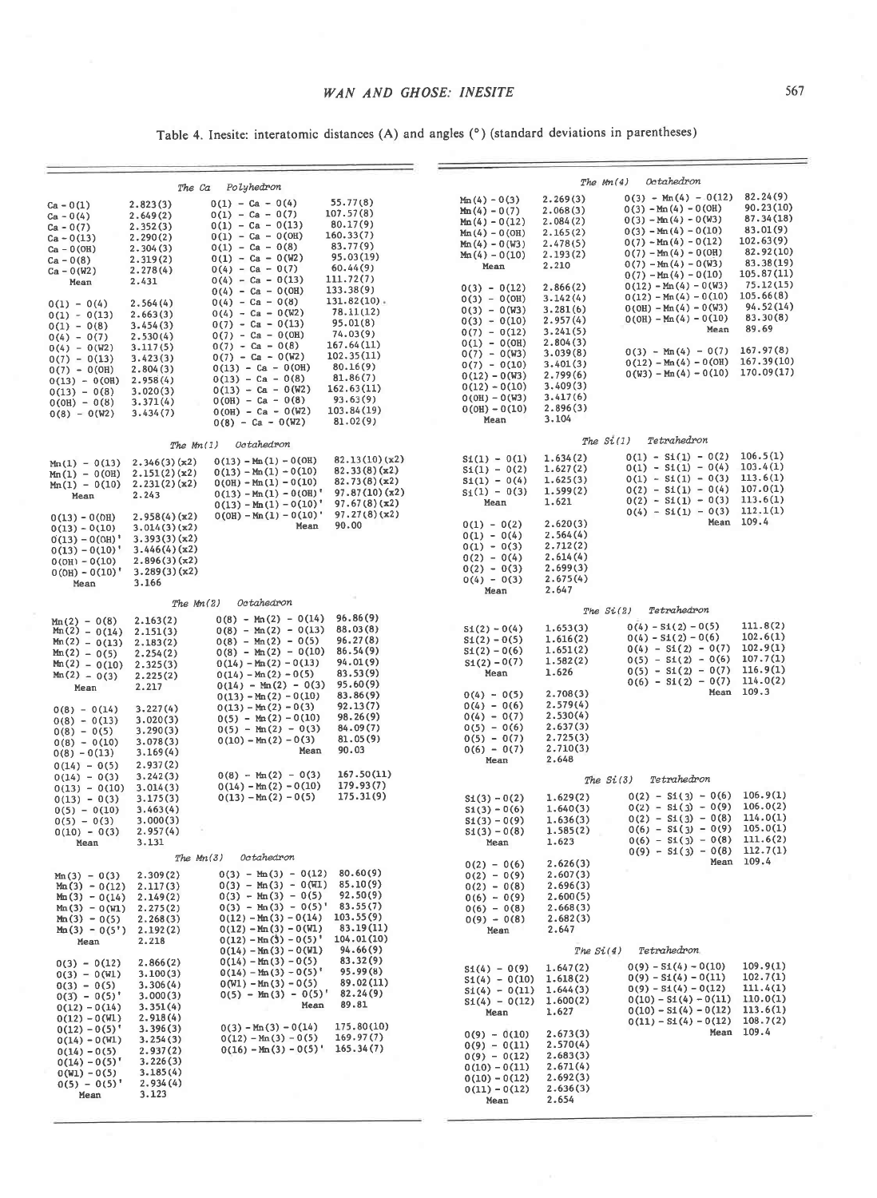Table 4. Inesite: interatomic distances (Å) and angles (°) (standard deviations in parentheses)

### The Ca Polyhedron

| Bond | Distance | Angle | Value |
|---|---|---|---|
| Ca - O(1) | 2.823(3) | O(1) - Ca - O(4) | 55.77(8) |
| Ca - O(4) | 2.649(2) | O(1) - Ca - O(7) | 107.57(8) |
| Ca - O(7) | 2.352(3) | O(1) - Ca - O(13) | 80.17(9) |
| Ca - O(13) | 2.290(2) | O(1) - Ca - O(OH) | 160.33(7) |
| Ca - O(OH) | 2.304(3) | O(1) - Ca - O(8) | 83.77(9) |
| Ca - O(8) | 2.319(2) | O(1) - Ca - O(W2) | 95.03(19) |
| Ca - O(W2) | 2.278(4) | O(4) - Ca - O(7) | 60.44(9) |
| Mean | 2.431 | O(4) - Ca - O(13) | 111.72(7) |
| | | O(4) - Ca - O(OH) | 133.38(9) |
| O(1) - O(4) | 2.564(4) | O(4) - Ca - O(8) | 131.82(10) |
| O(1) - O(13) | 2.663(3) | O(4) - Ca - O(W2) | 78.11(12) |
| O(1) - O(8) | 3.454(3) | O(7) - Ca - O(13) | 95.01(8) |
| O(4) - O(7) | 2.530(4) | O(7) - Ca - O(OH) | 74.03(9) |
| O(4) - O(W2) | 3.117(5) | O(7) - Ca - O(8) | 167.64(11) |
| O(7) - O(13) | 3.423(3) | O(7) - Ca - O(W2) | 102.35(11) |
| O(7) - O(OH) | 2.804(3) | O(13) - Ca - O(OH) | 80.16(9) |
| O(13) - O(OH) | 2.958(4) | O(13) - Ca - O(8) | 81.86(7) |
| O(13) - O(8) | 3.020(3) | O(13) - Ca - O(W2) | 162.63(11) |
| O(OH) - O(8) | 3.371(4) | O(OH) - Ca - O(8) | 93.63(9) |
| O(8) - O(W2) | 3.434(7) | O(OH) - Ca - O(W2) | 103.84(19) |
| | | O(8) - Ca - O(W2) | 81.02(9) |

### The Mn(1) Octahedron

| Bond | Distance | Angle | Value |
|---|---|---|---|
| Mn(1) - O(13) | 2.346(3)(x2) | O(13) - Mn(1) - O(OH) | 82.13(10)(x2) |
| Mn(1) - O(OH) | 2.151(2)(x2) | O(13) - Mn(1) - O(10) | 82.33(8)(x2) |
| Mn(1) - O(10) | 2.231(2)(x2) | O(OH) - Mn(1) - O(10) | 82.73(8)(x2) |
| Mean | 2.243 | O(13) - Mn(1) - O(OH)' | 97.87(10)(x2) |
| | | O(13) - Mn(1) - O(10)' | 97.67(8)(x2) |
| O(13) - O(OH) | 2.958(4)(x2) | O(OH) - Mn(1) - O(10)' | 97.27(8)(x2) |
| O(13) - O(10) | 3.014(3)(x2) | Mean | 90.00 |
| O(13) - O(OH)' | 3.393(3)(x2) | | |
| O(13) - O(10)' | 3.446(4)(x2) | | |
| O(OH) - O(10) | 2.896(3)(x2) | | |
| O(OH) - O(10)' | 3.289(3)(x2) | | |
| Mean | 3.166 | | |

### The Mn(2) Octahedron

| Bond | Distance | Angle | Value |
|---|---|---|---|
| Mn(2) - O(8) | 2.163(2) | O(8) - Mn(2) - O(14) | 96.86(9) |
| Mn(2) - O(14) | 2.151(3) | O(8) - Mn(2) - O(13) | 88.03(8) |
| Mn(2) - O(13) | 2.183(2) | O(8) - Mn(2) - O(5) | 96.27(8) |
| Mn(2) - O(5) | 2.254(2) | O(8) - Mn(2) - O(10) | 86.54(9) |
| Mn(2) - O(10) | 2.325(3) | O(14) - Mn(2) - O(13) | 94.01(9) |
| Mn(2) - O(3) | 2.225(2) | O(14) - Mn(2) - O(5) | 83.53(9) |
| Mean | 2.217 | O(14) - Mn(2) - O(3) | 95.60(9) |
| | | O(13) - Mn(2) - O(10) | 83.86(9) |
| O(8) - O(14) | 3.227(4) | O(13) - Mn(2) - O(3) | 92.13(7) |
| O(8) - O(13) | 3.020(3) | O(5) - Mn(2) - O(10) | 98.26(9) |
| O(8) - O(5) | 3.290(3) | O(5) - Mn(2) - O(3) | 84.09(7) |
| O(8) - O(10) | 3.078(3) | O(10) - Mn(2) - O(3) | 81.05(9) |
| O(8) - O(13) | 3.169(4) | Mean | 90.03 |
| O(14) - O(5) | 2.937(2) | | |
| O(14) - O(3) | 3.242(3) | O(8) - Mn(2) - O(3) | 167.50(11) |
| O(13) - O(10) | 3.014(3) | O(14) - Mn(2) - O(10) | 179.93(7) |
| O(13) - O(3) | 3.175(3) | O(13) - Mn(2) - O(5) | 175.31(9) |
| O(5) - O(10) | 3.463(4) | | |
| O(5) - O(3) | 3.000(3) | | |
| O(10) - O(3) | 2.957(4) | | |
| Mean | 3.131 | | |

### The Mn(3) Octahedron

| Bond | Distance | Angle | Value |
|---|---|---|---|
| Mn(3) - O(3) | 2.309(2) | O(3) - Mn(3) - O(12) | 80.60(9) |
| Mn(3) - O(12) | 2.117(3) | O(3) - Mn(3) - O(W1) | 85.10(9) |
| Mn(3) - O(14) | 2.149(2) | O(3) - Mn(3) - O(5) | 92.50(9) |
| Mn(3) - O(W1) | 2.275(2) | O(3) - Mn(3) - O(5)' | 83.55(7) |
| Mn(3) - O(5) | 2.268(3) | O(12) - Mn(3) - O(14) | 103.55(9) |
| Mn(3) - O(5') | 2.192(2) | O(12) - Mn(3) - O(W1) | 83.19(11) |
| Mean | 2.218 | O(12) - Mn(3) - O(5)' | 104.01(10) |
| | | O(14) - Mn(3) - O(W1) | 94.66(9) |
| O(3) - O(12) | 2.866(2) | O(14) - Mn(3) - O(5) | 83.32(9) |
| O(3) - O(W1) | 3.100(3) | O(14) - Mn(3) - O(5)' | 95.99(8) |
| O(3) - O(5) | 3.306(4) | O(W1) - Mn(3) - O(5) | 89.02(11) |
| O(3) - O(5)' | 3.000(3) | O(5) - Mn(3) - O(5)' | 82.24(9) |
| O(12) - O(14) | 3.351(4) | Mean | 89.81 |
| O(12) - O(W1) | 2.918(4) | | |
| O(12) - O(5)' | 3.396(3) | O(3) - Mn(3) - O(14) | 175.80(10) |
| O(14) - O(W1) | 3.254(3) | O(12) - Mn(3) - O(5) | 169.97(7) |
| O(14) - O(5) | 2.937(2) | O(16) - Mn(3) - O(5)' | 165.34(7) |
| O(14) - O(5)' | 3.226(3) | | |
| O(W1) - O(5) | 3.185(4) | | |
| O(5) - O(5)' | 2.934(4) | | |
| Mean | 3.123 | | |

### The Mn(4) Octahedron

| Bond | Distance | Angle | Value |
|---|---|---|---|
| Mn(4) - O(3) | 2.269(3) | O(3) - Mn(4) - O(12) | 82.24(9) |
| Mn(4) - O(7) | 2.068(3) | O(3) - Mn(4) - O(OH) | 90.23(10) |
| Mn(4) - O(12) | 2.084(2) | O(3) - Mn(4) - O(W3) | 87.34(18) |
| Mn(4) - O(OH) | 2.165(2) | O(3) - Mn(4) - O(10) | 83.01(9) |
| Mn(4) - O(W3) | 2.478(5) | O(7) - Mn(4) - O(12) | 102.63(9) |
| Mn(4) - O(10) | 2.193(2) | O(7) - Mn(4) - O(OH) | 82.92(10) |
| Mean | 2.210 | O(7) - Mn(4) - O(W3) | 83.38(19) |
| | | O(7) - Mn(4) - O(10) | 105.87(11) |
| O(3) - O(12) | 2.866(2) | O(12) - Mn(4) - O(W3) | 75.12(15) |
| O(3) - O(OH) | 3.142(4) | O(12) - Mn(4) - O(10) | 105.66(8) |
| O(3) - O(W3) | 3.281(6) | O(OH) - Mn(4) - O(W3) | 94.52(14) |
| O(3) - O(10) | 2.957(4) | O(OH) - Mn(4) - O(10) | 83.30(8) |
| O(7) - O(12) | 3.241(5) | Mean | 89.69 |
| O(1) - O(OH) | 2.804(3) | | |
| O(7) - O(W3) | 3.039(8) | O(3) - Mn(4) - O(7) | 167.97(8) |
| O(7) - O(10) | 3.401(3) | O(12) - Mn(4) - O(OH) | 167.39(10) |
| O(12) - O(W3) | 2.799(6) | O(W3) - Mn(4) - O(10) | 170.09(17) |
| O(12) - O(10) | 3.409(3) | | |
| O(OH) - O(W3) | 3.417(6) | | |
| O(OH) - O(10) | 2.896(3) | | |
| Mean | 3.104 | | |

### The Si(1) Tetrahedron

| Bond | Distance | Angle | Value |
|---|---|---|---|
| Si(1) - O(1) | 1.634(2) | O(1) - Si(1) - O(2) | 106.5(1) |
| Si(1) - O(2) | 1.627(2) | O(1) - Si(1) - O(4) | 103.4(1) |
| Si(1) - O(4) | 1.625(3) | O(1) - Si(1) - O(3) | 113.6(1) |
| Si(1) - O(3) | 1.599(2) | O(2) - Si(1) - O(4) | 107.0(1) |
| Mean | 1.621 | O(2) - Si(1) - O(3) | 113.6(1) |
| | | O(4) - Si(1) - O(3) | 112.1(1) |
| O(1) - O(2) | 2.620(3) | Mean | 109.4 |
| O(1) - O(4) | 2.564(4) | | |
| O(1) - O(3) | 2.712(2) | | |
| O(2) - O(4) | 2.614(4) | | |
| O(2) - O(3) | 2.699(3) | | |
| O(4) - O(3) | 2.675(4) | | |
| Mean | 2.647 | | |

### The Si(2) Tetrahedron

| Bond | Distance | Angle | Value |
|---|---|---|---|
| Si(2) - O(4) | 1.653(3) | O(4) - Si(2) - O(5) | 111.8(2) |
| Si(2) - O(5) | 1.616(2) | O(4) - Si(2) - O(6) | 102.6(1) |
| Si(2) - O(6) | 1.651(2) | O(4) - Si(2) - O(7) | 102.9(1) |
| Si(2) - O(7) | 1.582(2) | O(5) - Si(2) - O(6) | 107.7(1) |
| Mean | 1.626 | O(5) - Si(2) - O(7) | 116.9(1) |
| | | O(6) - Si(2) - O(7) | 114.0(2) |
| O(4) - O(5) | 2.708(3) | Mean | 109.3 |
| O(4) - O(6) | 2.579(4) | | |
| O(4) - O(7) | 2.530(4) | | |
| O(5) - O(6) | 2.637(3) | | |
| O(5) - O(7) | 2.725(3) | | |
| O(6) - O(7) | 2.710(3) | | |
| Mean | 2.648 | | |

### The Si(3) Tetrahedron

| Bond | Distance | Angle | Value |
|---|---|---|---|
| Si(3) - O(2) | 1.629(2) | O(2) - Si(3) - O(6) | 106.9(1) |
| Si(3) - O(6) | 1.640(3) | O(2) - Si(3) - O(9) | 106.0(2) |
| Si(3) - O(9) | 1.636(3) | O(2) - Si(3) - O(8) | 114.0(1) |
| Si(3) - O(8) | 1.585(2) | O(6) - Si(3) - O(9) | 105.0(1) |
| Mean | 1.623 | O(6) - Si(3) - O(8) | 111.6(2) |
| | | O(9) - Si(3) - O(8) | 112.7(1) |
| O(2) - O(6) | 2.626(3) | Mean | 109.4 |
| O(2) - O(9) | 2.607(3) | | |
| O(2) - O(8) | 2.696(3) | | |
| O(6) - O(9) | 2.600(5) | | |
| O(6) - O(8) | 2.668(3) | | |
| O(9) - O(8) | 2.682(3) | | |
| Mean | 2.647 | | |

### The Si(4) Tetrahedron

| Bond | Distance | Angle | Value |
|---|---|---|---|
| Si(4) - O(9) | 1.647(2) | O(9) - Si(4) - O(10) | 109.9(1) |
| Si(4) - O(10) | 1.618(2) | O(9) - Si(4) - O(11) | 102.7(1) |
| Si(4) - O(11) | 1.644(3) | O(9) - Si(4) - O(12) | 111.4(1) |
| Si(4) - O(12) | 1.600(2) | O(10) - Si(4) - O(11) | 110.0(1) |
| Mean | 1.627 | O(10) - Si(4) - O(12) | 113.6(1) |
| | | O(11) - Si(4) - O(12) | 108.7(2) |
| O(9) - O(10) | 2.673(3) | Mean | 109.4 |
| O(9) - O(11) | 2.570(4) | | |
| O(9) - O(12) | 2.683(3) | | |
| O(10) - O(11) | 2.671(4) | | |
| O(10) - O(12) | 2.692(3) | | |
| O(11) - O(12) | 2.636(3) | | |
| Mean | 2.654 | | |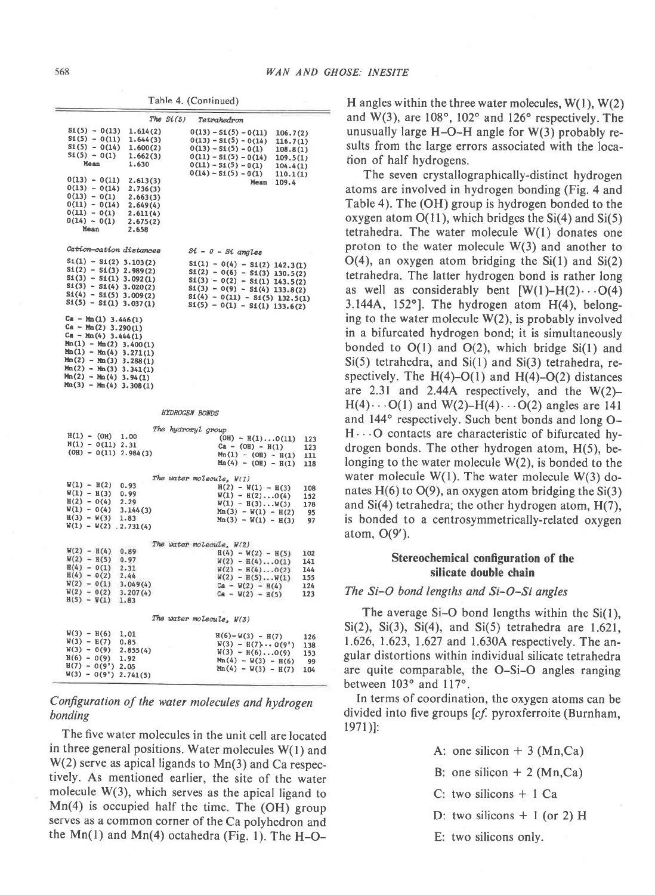Table 4. (Continued)

*The Si(5) Tetrahedron*

| | | | |
|---|---|---|---|
| Si(5) - O(13) | 1.614(2) | O(13) - Si(5) - O(11) | 106.7(2) |
| Si(5) - O(11) | 1.644(3) | O(13) - Si(5) - O(14) | 116.7(1) |
| Si(5) - O(14) | 1.600(2) | O(13) - Si(5) - O(1) | 108.8(1) |
| Si(5) - O(1) | 1.662(3) | O(11) - Si(5) - O(14) | 109.5(1) |
| Mean | 1.630 | O(11) - Si(5) - O(1) | 104.4(1) |
| | | O(14) - Si(5) - O(1) | 110.1(1) |
| O(13) - O(11) | 2.613(3) | Mean | 109.4 |
| O(13) - O(14) | 2.736(3) | | |
| O(13) - O(1) | 2.663(3) | | |
| O(11) - O(14) | 2.649(4) | | |
| O(11) - O(1) | 2.611(4) | | |
| O(14) - O(1) | 2.675(2) | | |
| Mean | 2.658 | | |

| *Cation-cation distances* | | *Si - O - Si angles* | |
|---|---|---|---|
| Si(1) - Si(2) | 3.103(2) | Si(1) - O(4) - Si(2) | 142.3(1) |
| Si(2) - Si(3) | 2.989(2) | Si(2) - O(6) - Si(3) | 130.5(2) |
| Si(3) - Si(1) | 3.092(1) | Si(3) - O(2) - Si(1) | 143.5(2) |
| Si(3) - Si(4) | 3.020(2) | Si(3) - O(9) - Si(4) | 133.8(2) |
| Si(4) - Si(5) | 3.009(2) | Si(4) - O(11) - Si(5) | 132.5(1) |
| Si(5) - Si(1) | 3.037(1) | Si(5) - O(1) - Si(1) | 133.6(2) |
| Ca - Mn(1) | 3.446(1) | | |
| Ca - Mn(2) | 3.290(1) | | |
| Ca - Mn(4) | 3.444(1) | | |
| Mn(1) - Mn(2) | 3.400(1) | | |
| Mn(1) - Mn(4) | 3.271(1) | | |
| Mn(2) - Mn(3) | 3.288(1) | | |
| Mn(2) - Mn(3) | 3.341(1) | | |
| Mn(2) - Mn(4) | 3.94(1) | | |
| Mn(3) - Mn(4) | 3.308(1) | | |

HYDROGEN BONDS

*The hydroxyl group*

| | | | |
|---|---|---|---|
| H(1) - (OH) | 1.00 | (OH) - H(1)...O(11) | 123 |
| H(1) - O(11) | 2.31 | Ca - (OH) - H(1) | 123 |
| (OH) - O(11) | 2.984(3) | Mn(1) - (OH) - H(1) | 111 |
| | | Mn(4) - (OH) - H(1) | 118 |

*The water molecule, W(1)*

| | | | |
|---|---|---|---|
| W(1) - H(2) | 0.93 | H(2) - W(1) - H(3) | 108 |
| W(1) - H(3) | 0.99 | W(1) - H(2)...O(4) | 152 |
| H(2) - O(4) | 2.29 | W(1) - H(3)...W(3) | 178 |
| W(1) - O(4) | 3.144(3) | Mn(3) - W(1) - H(2) | 95 |
| H(3) - W(3) | 1.83 | Mn(3) - W(1) - H(3) | 97 |
| W(1) - W(2) | 2.731(4) | | |

*The water molecule, W(2)*

| | | | |
|---|---|---|---|
| W(2) - H(4) | 0.89 | H(4) - W(2) - H(5) | 102 |
| W(2) - H(5) | 0.97 | W(2) - H(4)...O(1) | 141 |
| H(4) - O(1) | 2.31 | W(2) - H(4)...O(2) | 144 |
| H(4) - O(2) | 2.44 | W(2) - H(5)...W(1) | 155 |
| W(2) - O(1) | 3.049(4) | Ca - W(2) - H(4) | 124 |
| W(2) - O(2) | 3.207(4) | Ca - W(2) - H(5) | 123 |
| H(5) - W(1) | 1.83 | | |

*The water molecule, W(3)*

| | | | |
|---|---|---|---|
| W(3) - H(6) | 1.01 | H(6) - W(3) - H(7) | 126 |
| W(3) - H(7) | 0.85 | W(3) - H(7)...O(9') | 138 |
| W(3) - O(9) | 2.855(4) | W(3) - H(6)...O(9) | 153 |
| H(6) - O(9) | 1.92 | Mn(4) - W(3) - H(6) | 99 |
| H(7) - O(9') | 2.05 | Mn(4) - W(3) - H(7) | 104 |
| W(3) - O(9') | 2.741(5) | | |

### *Configuration of the water molecules and hydrogen bonding*

The five water molecules in the unit cell are located in three general positions. Water molecules W(1) and W(2) serve as apical ligands to Mn(3) and Ca respectively. As mentioned earlier, the site of the water molecule W(3), which serves as the apical ligand to Mn(4) is occupied half the time. The (OH) group serves as a common corner of the Ca polyhedron and the Mn(1) and Mn(4) octahedra (Fig. 1). The H–O–H angles within the three water molecules, W(1), W(2) and W(3), are 108°, 102° and 126° respectively. The unusually large H–O–H angle for W(3) probably results from the large errors associated with the location of half hydrogens.

The seven crystallographically-distinct hydrogen atoms are involved in hydrogen bonding (Fig. 4 and Table 4). The (OH) group is hydrogen bonded to the oxygen atom O(11), which bridges the Si(4) and Si(5) tetrahedra. The water molecule W(1) donates one proton to the water molecule W(3) and another to O(4), an oxygen atom bridging the Si(1) and Si(2) tetrahedra. The latter hydrogen bond is rather long as well as considerably bent [W(1)–H(2)···O(4) 3.144A, 152°]. The hydrogen atom H(4), belonging to the water molecule W(2), is probably involved in a bifurcated hydrogen bond; it is simultaneously bonded to O(1) and O(2), which bridge Si(1) and Si(5) tetrahedra, and Si(1) and Si(3) tetrahedra, respectively. The H(4)–O(1) and H(4)–O(2) distances are 2.31 and 2.44A respectively, and the W(2)–H(4)···O(1) and W(2)–H(4)···O(2) angles are 141 and 144° respectively. Such bent bonds and long O–H···O contacts are characteristic of bifurcated hydrogen bonds. The other hydrogen atom, H(5), belonging to the water molecule W(2), is bonded to the water molecule W(1). The water molecule W(3) donates H(6) to O(9), an oxygen atom bridging the Si(3) and Si(4) tetrahedra; the other hydrogen atom, H(7), is bonded to a centrosymmetrically-related oxygen atom, O(9').

## Stereochemical configuration of the silicate double chain

### *The Si–O bond lengths and Si–O–Si angles*

The average Si–O bond lengths within the Si(1), Si(2), Si(3), Si(4), and Si(5) tetrahedra are 1.621, 1.626, 1.623, 1.627 and 1.630A respectively. The angular distortions within individual silicate tetrahedra are quite comparable, the O–Si–O angles ranging between 103° and 117°.

In terms of coordination, the oxygen atoms can be divided into five groups [*cf.* pyroxferroite (Burnham, 1971)]:

A: one silicon + 3 (Mn,Ca)

B: one silicon + 2 (Mn,Ca)

C: two silicons + 1 Ca

D: two silicons + 1 (or 2) H

E: two silicons only.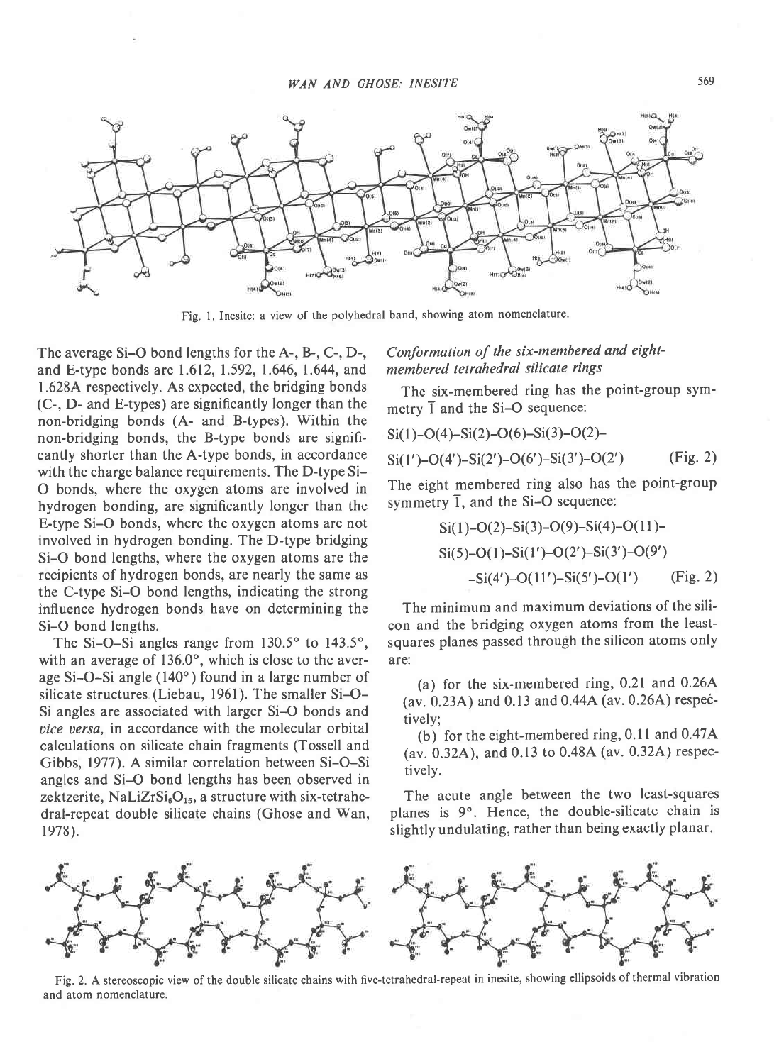Fig. 1. Inesite: a view of the polyhedral band, showing atom nomenclature.

The average Si–O bond lengths for the A-, B-, C-, D-, and E-type bonds are 1.612, 1.592, 1.646, 1.644, and 1.628A respectively. As expected, the bridging bonds (C-, D- and E-types) are significantly longer than the non-bridging bonds (A- and B-types). Within the non-bridging bonds, the B-type bonds are significantly shorter than the A-type bonds, in accordance with the charge balance requirements. The D-type Si–O bonds, where the oxygen atoms are involved in hydrogen bonding, are significantly longer than the E-type Si–O bonds, where the oxygen atoms are not involved in hydrogen bonding. The D-type bridging Si–O bond lengths, where the oxygen atoms are the recipients of hydrogen bonds, are nearly the same as the C-type Si–O bond lengths, indicating the strong influence hydrogen bonds have on determining the Si–O bond lengths.

The Si–O–Si angles range from 130.5° to 143.5°, with an average of 136.0°, which is close to the average Si–O–Si angle (140°) found in a large number of silicate structures (Liebau, 1961). The smaller Si–O–Si angles are associated with larger Si–O bonds and *vice versa*, in accordance with the molecular orbital calculations on silicate chain fragments (Tossell and Gibbs, 1977). A similar correlation between Si–O–Si angles and Si–O bond lengths has been observed in zektzerite, $NaLiZrSi_6O_{15}$, a structure with six-tetrahedral-repeat double silicate chains (Ghose and Wan, 1978).

## *Conformation of the six-membered and eight-membered tetrahedral silicate rings*

The six-membered ring has the point-group symmetry $\bar{1}$ and the Si–O sequence:

Si(1)–O(4)–Si(2)–O(6)–Si(3)–O(2)–

Si(1′)–O(4′)–Si(2′)–O(6′)–Si(3′)–O(2′) (Fig. 2)

The eight membered ring also has the point-group symmetry $\bar{1}$, and the Si–O sequence:

Si(1)–O(2)–Si(3)–O(9)–Si(4)–O(11)–

Si(5)–O(1)–Si(1′)–O(2′)–Si(3′)–O(9′)

–Si(4′)–O(11′)–Si(5′)–O(1′) (Fig. 2)

The minimum and maximum deviations of the silicon and the bridging oxygen atoms from the least-squares planes passed through the silicon atoms only are:

(a) for the six-membered ring, 0.21 and 0.26A (av. 0.23A) and 0.13 and 0.44A (av. 0.26A) respectively;

(b) for the eight-membered ring, 0.11 and 0.47A (av. 0.32A), and 0.13 to 0.48A (av. 0.32A) respectively.

The acute angle between the two least-squares planes is 9°. Hence, the double-silicate chain is slightly undulating, rather than being exactly planar.

Fig. 2. A stereoscopic view of the double silicate chains with five-tetrahedral-repeat in inesite, showing ellipsoids of thermal vibration and atom nomenclature.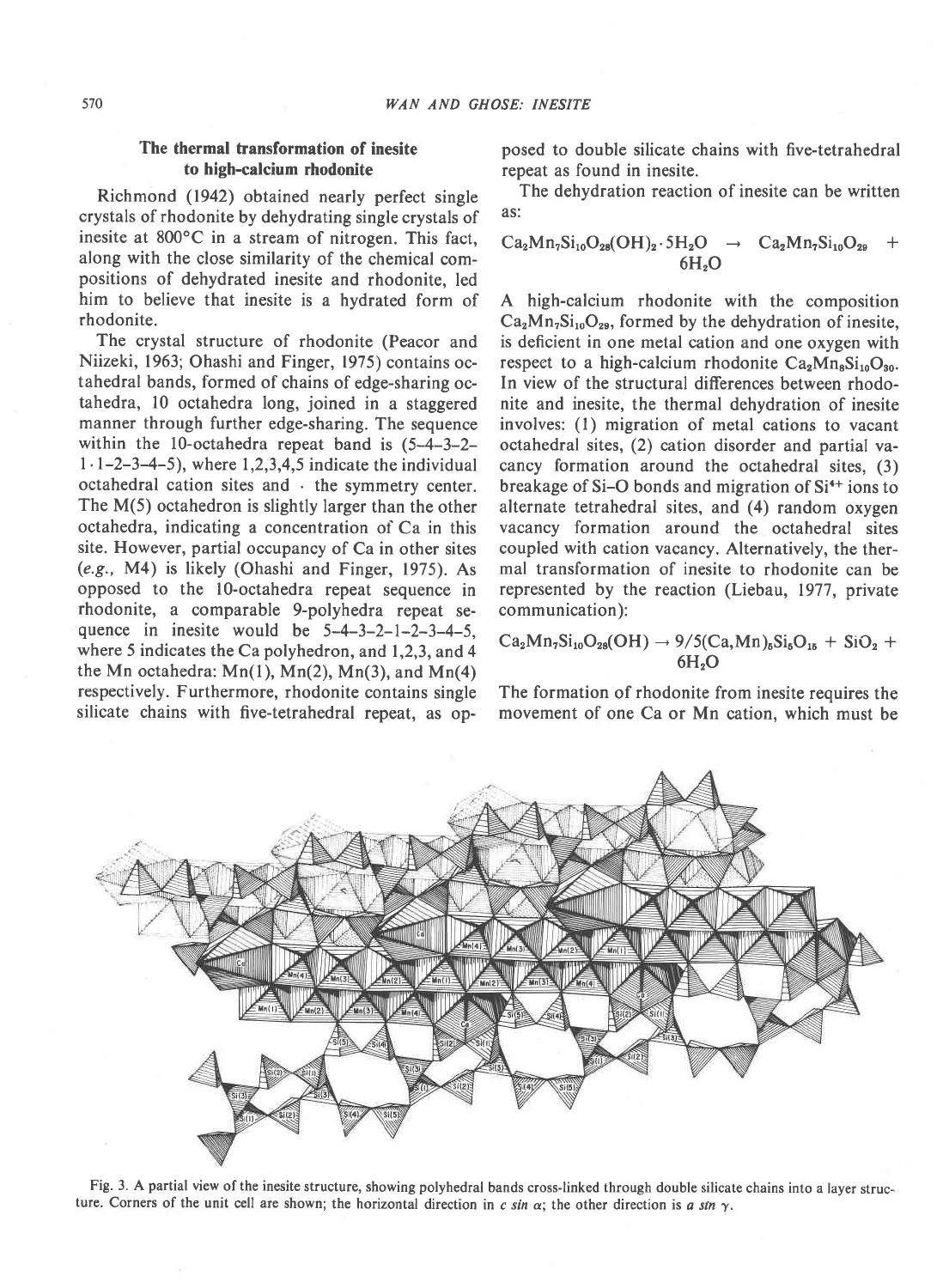## The thermal transformation of inesite to high-calcium rhodonite

Richmond (1942) obtained nearly perfect single crystals of rhodonite by dehydrating single crystals of inesite at 800°C in a stream of nitrogen. This fact, along with the close similarity of the chemical compositions of dehydrated inesite and rhodonite, led him to believe that inesite is a hydrated form of rhodonite.

The crystal structure of rhodonite (Peacor and Niizeki, 1963; Ohashi and Finger, 1975) contains octahedral bands, formed of chains of edge-sharing octahedra, 10 octahedra long, joined in a staggered manner through further edge-sharing. The sequence within the 10-octahedra repeat band is (5–4–3–2–1 · 1–2–3–4–5), where 1,2,3,4,5 indicate the individual octahedral cation sites and · the symmetry center. The M(5) octahedron is slightly larger than the other octahedra, indicating a concentration of Ca in this site. However, partial occupancy of Ca in other sites (*e.g.*, M4) is likely (Ohashi and Finger, 1975). As opposed to the 10-octahedra repeat sequence in rhodonite, a comparable 9-polyhedra repeat sequence in inesite would be 5–4–3–2–1–2–3–4–5, where 5 indicates the Ca polyhedron, and 1,2,3, and 4 the Mn octahedra: Mn(1), Mn(2), Mn(3), and Mn(4) respectively. Furthermore, rhodonite contains single silicate chains with five-tetrahedral repeat, as opposed to double silicate chains with five-tetrahedral repeat as found in inesite.

The dehydration reaction of inesite can be written as:

$$Ca_2Mn_7Si_{10}O_{28}(OH)_2 \cdot 5H_2O \rightarrow Ca_2Mn_7Si_{10}O_{29} + 6H_2O$$

A high-calcium rhodonite with the composition $Ca_2Mn_7Si_{10}O_{29}$, formed by the dehydration of inesite, is deficient in one metal cation and one oxygen with respect to a high-calcium rhodonite $Ca_2Mn_8Si_{10}O_{30}$. In view of the structural differences between rhodonite and inesite, the thermal dehydration of inesite involves: (1) migration of metal cations to vacant octahedral sites, (2) cation disorder and partial vacancy formation around the octahedral sites, (3) breakage of Si–O bonds and migration of $Si^{4+}$ ions to alternate tetrahedral sites, and (4) random oxygen vacancy formation around the octahedral sites coupled with cation vacancy. Alternatively, the thermal transformation of inesite to rhodonite can be represented by the reaction (Liebau, 1977, private communication):

$$Ca_2Mn_7Si_{10}O_{28}(OH) \rightarrow 9/5(Ca,Mn)_5Si_5O_{15} + SiO_2 + 6H_2O$$

The formation of rhodonite from inesite requires the movement of one Ca or Mn cation, which must be

Fig. 3. A partial view of the inesite structure, showing polyhedral bands cross-linked through double silicate chains into a layer structure. Corners of the unit cell are shown; the horizontal direction in $c \sin \alpha$; the other direction is $a \sin \gamma$.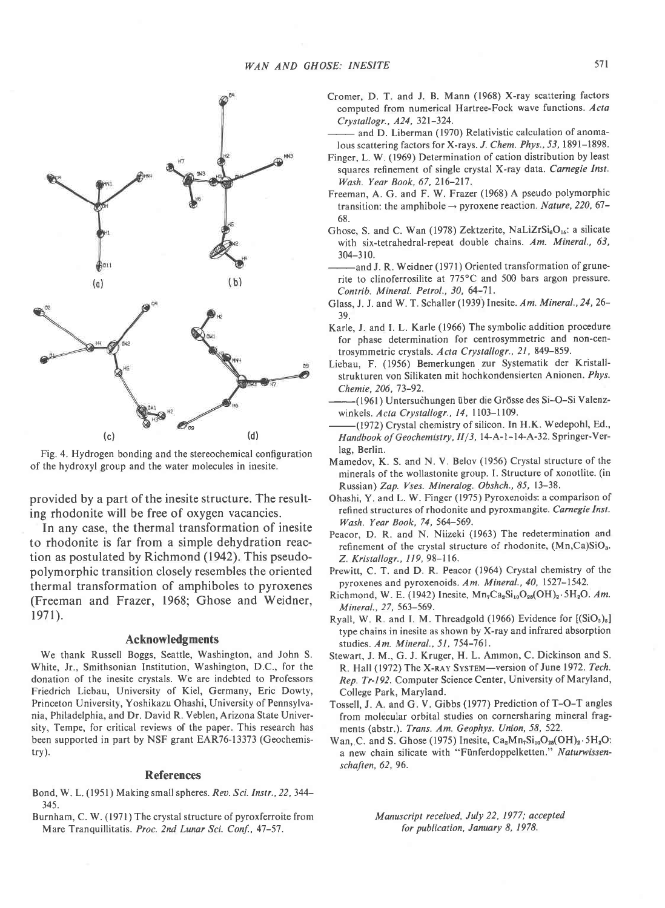Fig. 4. Hydrogen bonding and the stereochemical configuration of the hydroxyl group and the water molecules in inesite.

provided by a part of the inesite structure. The resulting rhodonite will be free of oxygen vacancies.

In any case, the thermal transformation of inesite to rhodonite is far from a simple dehydration reaction as postulated by Richmond (1942). This pseudopolymorphic transition closely resembles the oriented thermal transformation of amphiboles to pyroxenes (Freeman and Frazer, 1968; Ghose and Weidner, 1971).

## Acknowledgments

We thank Russell Boggs, Seattle, Washington, and John S. White, Jr., Smithsonian Institution, Washington, D.C., for the donation of the inesite crystals. We are indebted to Professors Friedrich Liebau, University of Kiel, Germany, Eric Dowty, Princeton University, Yoshikazu Ohashi, University of Pennsylvania, Philadelphia, and Dr. David R. Veblen, Arizona State University, Tempe, for critical reviews of the paper. This research has been supported in part by NSF grant EAR76-13373 (Geochemistry).

## References

Bond, W. L. (1951) Making small spheres. *Rev. Sci. Instr., 22,* 344–345.

Burnham, C. W. (1971) The crystal structure of pyroxferroite from Mare Tranquillitatis. *Proc. 2nd Lunar Sci. Conf.,* 47–57.

Cromer, D. T. and J. B. Mann (1968) X-ray scattering factors computed from numerical Hartree-Fock wave functions. *Acta Crystallogr., A24,* 321–324.

——— and D. Liberman (1970) Relativistic calculation of anomalous scattering factors for X-rays. *J. Chem. Phys., 53,* 1891–1898.

Finger, L. W. (1969) Determination of cation distribution by least squares refinement of single crystal X-ray data. *Carnegie Inst. Wash. Year Book, 67,* 216–217.

Freeman, A. G. and F. W. Frazer (1968) A pseudo polymorphic transition: the amphibole → pyroxene reaction. *Nature, 220,* 67–68.

Ghose, S. and C. Wan (1978) Zektzerite, $NaLiZrSi_6O_{15}$: a silicate with six-tetrahedral-repeat double chains. *Am. Mineral., 63,* 304–310.

———and J. R. Weidner (1971) Oriented transformation of grunerite to clinoferrosilite at 775°C and 500 bars argon pressure. *Contrib. Mineral. Petrol., 30,* 64–71.

Glass, J. J. and W. T. Schaller (1939) Inesite. *Am. Mineral., 24,* 26–39.

Karle, J. and I. L. Karle (1966) The symbolic addition procedure for phase determination for centrosymmetric and non-centrosymmetric crystals. *Acta Crystallogr., 21,* 849–859.

Liebau, F. (1956) Bemerkungen zur Systematik der Kristallstrukturen von Silikaten mit hochkondensierten Anionen. *Phys. Chemie, 206,* 73–92.

———(1961) Untersuchungen über die Grösse des Si–O–Si Valenzwinkels. *Acta Crystallogr., 14,* 1103–1109.

———(1972) Crystal chemistry of silicon. In H.K. Wedepohl, Ed., *Handbook of Geochemistry, II/3,* 14-A-1–14-A-32. Springer-Verlag, Berlin.

Mamedov, K. S. and N. V. Belov (1956) Crystal structure of the minerals of the wollastonite group. I. Structure of xonotlite. (in Russian) *Zap. Vses. Mineralog. Obshch., 85,* 13–38.

Ohashi, Y. and L. W. Finger (1975) Pyroxenoids: a comparison of refined structures of rhodonite and pyroxmangite. *Carnegie Inst. Wash. Year Book, 74,* 564–569.

Peacor, D. R. and N. Niizeki (1963) The redetermination and refinement of the crystal structure of rhodonite, $(Mn,Ca)SiO_3$. *Z. Kristallogr., 119,* 98–116.

Prewitt, C. T. and D. R. Peacor (1964) Crystal chemistry of the pyroxenes and pyroxenoids. *Am. Mineral., 40,* 1527–1542.

Richmond, W. E. (1942) Inesite, $Mn_7Ca_2Si_{10}O_{28}(OH)_2 \cdot 5H_2O$. *Am. Mineral., 27,* 563–569.

Ryall, W. R. and I. M. Threadgold (1966) Evidence for $[(SiO_3)_5]$ type chains in inesite as shown by X-ray and infrared absorption studies. *Am. Mineral., 51,* 754–761.

Stewart, J. M., G. J. Kruger, H. L. Ammon, C. Dickinson and S. R. Hall (1972) The X-RAY SYSTEM—version of June 1972. *Tech. Rep. Tr-192.* Computer Science Center, University of Maryland, College Park, Maryland.

Tossell, J. A. and G. V. Gibbs (1977) Prediction of T–O–T angles from molecular orbital studies on cornersharing mineral fragments (abstr.). *Trans. Am. Geophys. Union, 58,* 522.

Wan, C. and S. Ghose (1975) Inesite, $Ca_2Mn_7Si_{10}O_{28}(OH)_2 \cdot 5H_2O$: a new chain silicate with "Fünferdoppelketten." *Naturwissenschaften, 62,* 96.

*Manuscript received, July 22, 1977; accepted for publication, January 8, 1978.*